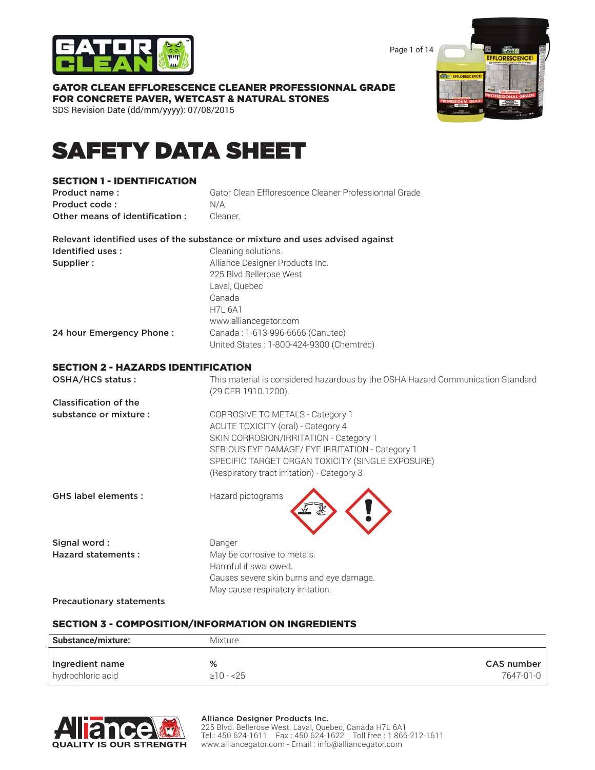**GATOR CLEAN EFFLORESCENCE CLEANER PROFESSIONNAL GRADE**
**FOR CONCRETE PAVER, WETCAST & NATURAL STONES**
SDS Revision Date (dd/mm/yyyy): 07/08/2015

# SAFETY DATA SHEET

## SECTION 1 - IDENTIFICATION

**Product name :** Gator Clean Efflorescence Cleaner Professionnal Grade
**Product code :** N/A
**Other means of identification :** Cleaner.

**Relevant identified uses of the substance or mixture and uses advised against**

**Identified uses :** Cleaning solutions.

**Supplier :** Alliance Designer Products Inc.
225 Blvd Bellerose West
Laval, Quebec
Canada
H7L 6A1
www.alliancegator.com

**24 hour Emergency Phone :** Canada : 1-613-996-6666 (Canutec)
United States : 1-800-424-9300 (Chemtrec)

## SECTION 2 - HAZARDS IDENTIFICATION

**OSHA/HCS status :** This material is considered hazardous by the OSHA Hazard Communication Standard (29 CFR 1910.1200).

**Classification of the substance or mixture :**
CORROSIVE TO METALS - Category 1
ACUTE TOXICITY (oral) - Category 4
SKIN CORROSION/IRRITATION - Category 1
SERIOUS EYE DAMAGE/ EYE IRRITATION - Category 1
SPECIFIC TARGET ORGAN TOXICITY (SINGLE EXPOSURE) (Respiratory tract irritation) - Category 3

**GHS label elements :** Hazard pictograms

**Signal word :** Danger

**Hazard statements :**
May be corrosive to metals.
Harmful if swallowed.
Causes severe skin burns and eye damage.
May cause respiratory irritation.

**Precautionary statements**

## SECTION 3 - COMPOSITION/INFORMATION ON INGREDIENTS

| Substance/mixture: | Mixture | |
|---|---|---|
| **Ingredient name** | **%** | **CAS number** |
| hydrochloric acid | ≥10 - <25 | 7647-01-0 |

**Alliance Designer Products Inc.**
225 Blvd. Bellerose West, Laval, Quebec, Canada H7L 6A1
Tel.: 450 624-1611 Fax : 450 624-1622 Toll free : 1 866-212-1611
www.alliancegator.com - Email : info@alliancegator.com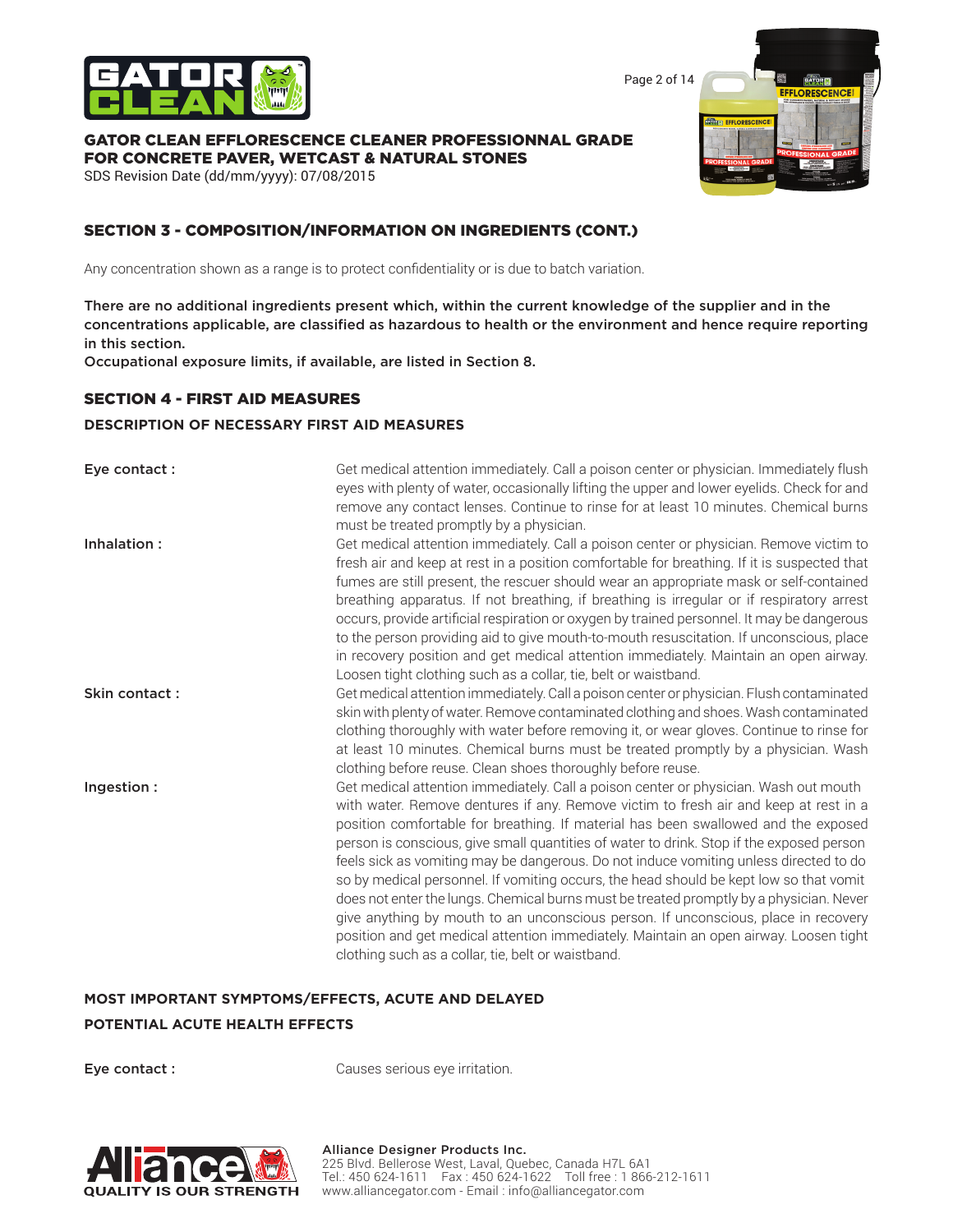## SECTION 3 - COMPOSITION/INFORMATION ON INGREDIENTS (CONT.)

Any concentration shown as a range is to protect confidentiality or is due to batch variation.

**There are no additional ingredients present which, within the current knowledge of the supplier and in the concentrations applicable, are classified as hazardous to health or the environment and hence require reporting in this section.**
**Occupational exposure limits, if available, are listed in Section 8.**

## SECTION 4 - FIRST AID MEASURES

### DESCRIPTION OF NECESSARY FIRST AID MEASURES

**Eye contact :** Get medical attention immediately. Call a poison center or physician. Immediately flush eyes with plenty of water, occasionally lifting the upper and lower eyelids. Check for and remove any contact lenses. Continue to rinse for at least 10 minutes. Chemical burns must be treated promptly by a physician.

**Inhalation :** Get medical attention immediately. Call a poison center or physician. Remove victim to fresh air and keep at rest in a position comfortable for breathing. If it is suspected that fumes are still present, the rescuer should wear an appropriate mask or self-contained breathing apparatus. If not breathing, if breathing is irregular or if respiratory arrest occurs, provide artificial respiration or oxygen by trained personnel. It may be dangerous to the person providing aid to give mouth-to-mouth resuscitation. If unconscious, place in recovery position and get medical attention immediately. Maintain an open airway. Loosen tight clothing such as a collar, tie, belt or waistband.

**Skin contact :** Get medical attention immediately. Call a poison center or physician. Flush contaminated skin with plenty of water. Remove contaminated clothing and shoes. Wash contaminated clothing thoroughly with water before removing it, or wear gloves. Continue to rinse for at least 10 minutes. Chemical burns must be treated promptly by a physician. Wash clothing before reuse. Clean shoes thoroughly before reuse.

**Ingestion :** Get medical attention immediately. Call a poison center or physician. Wash out mouth with water. Remove dentures if any. Remove victim to fresh air and keep at rest in a position comfortable for breathing. If material has been swallowed and the exposed person is conscious, give small quantities of water to drink. Stop if the exposed person feels sick as vomiting may be dangerous. Do not induce vomiting unless directed to do so by medical personnel. If vomiting occurs, the head should be kept low so that vomit does not enter the lungs. Chemical burns must be treated promptly by a physician. Never give anything by mouth to an unconscious person. If unconscious, place in recovery position and get medical attention immediately. Maintain an open airway. Loosen tight clothing such as a collar, tie, belt or waistband.

### MOST IMPORTANT SYMPTOMS/EFFECTS, ACUTE AND DELAYED

### POTENTIAL ACUTE HEALTH EFFECTS

**Eye contact :** Causes serious eye irritation.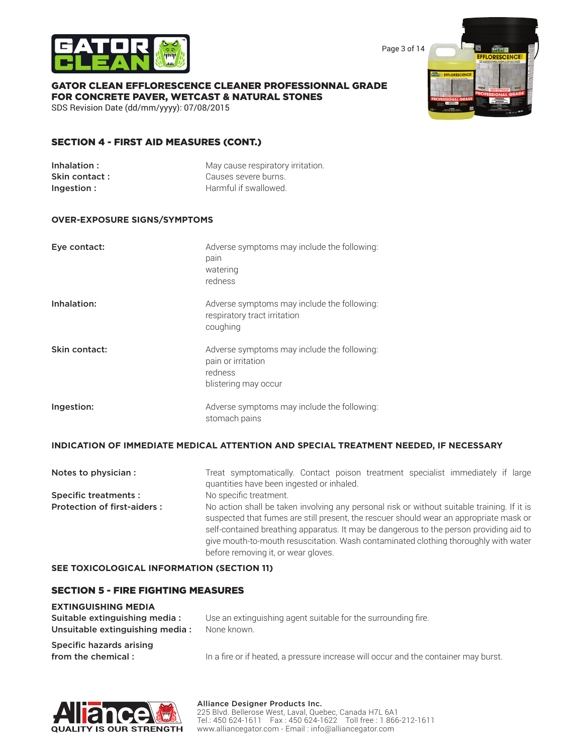## SECTION 4 - FIRST AID MEASURES (CONT.)

**Inhalation :** May cause respiratory irritation.
**Skin contact :** Causes severe burns.
**Ingestion :** Harmful if swallowed.

### OVER-EXPOSURE SIGNS/SYMPTOMS

**Eye contact:** Adverse symptoms may include the following:
pain
watering
redness

**Inhalation:** Adverse symptoms may include the following:
respiratory tract irritation
coughing

**Skin contact:** Adverse symptoms may include the following:
pain or irritation
redness
blistering may occur

**Ingestion:** Adverse symptoms may include the following:
stomach pains

### INDICATION OF IMMEDIATE MEDICAL ATTENTION AND SPECIAL TREATMENT NEEDED, IF NECESSARY

**Notes to physician :** Treat symptomatically. Contact poison treatment specialist immediately if large quantities have been ingested or inhaled.

**Specific treatments :** No specific treatment.

**Protection of first-aiders :** No action shall be taken involving any personal risk or without suitable training. If it is suspected that fumes are still present, the rescuer should wear an appropriate mask or self-contained breathing apparatus. It may be dangerous to the person providing aid to give mouth-to-mouth resuscitation. Wash contaminated clothing thoroughly with water before removing it, or wear gloves.

**SEE TOXICOLOGICAL INFORMATION (SECTION 11)**

## SECTION 5 - FIRE FIGHTING MEASURES

### EXTINGUISHING MEDIA

**Suitable extinguishing media :** Use an extinguishing agent suitable for the surrounding fire.
**Unsuitable extinguishing media :** None known.

**Specific hazards arising from the chemical :** In a fire or if heated, a pressure increase will occur and the container may burst.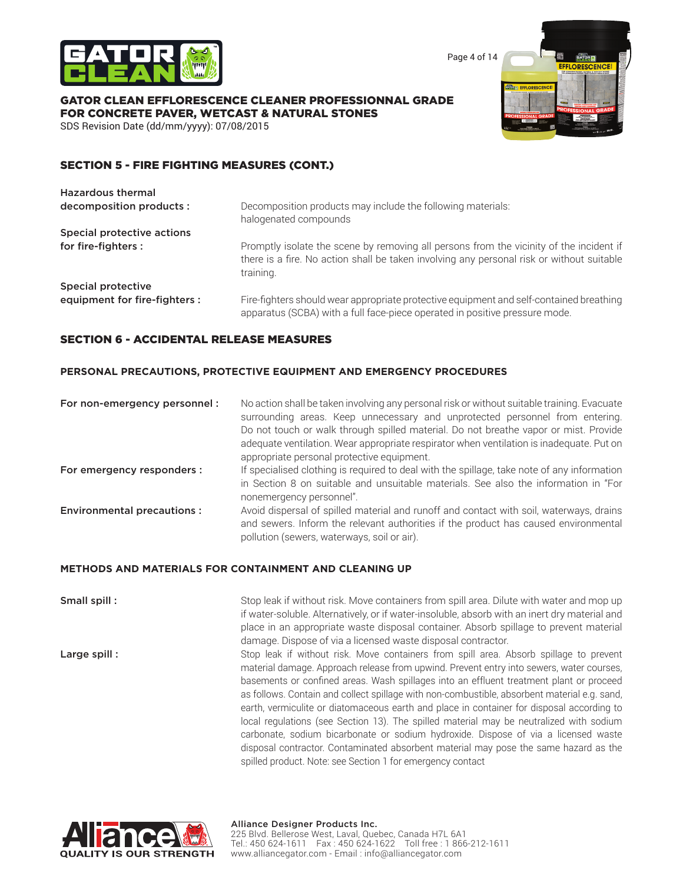## SECTION 5 - FIRE FIGHTING MEASURES (CONT.)

**Hazardous thermal decomposition products :** Decomposition products may include the following materials: halogenated compounds

**Special protective actions for fire-fighters :** Promptly isolate the scene by removing all persons from the vicinity of the incident if there is a fire. No action shall be taken involving any personal risk or without suitable training.

**Special protective equipment for fire-fighters :** Fire-fighters should wear appropriate protective equipment and self-contained breathing apparatus (SCBA) with a full face-piece operated in positive pressure mode.

## SECTION 6 - ACCIDENTAL RELEASE MEASURES

### PERSONAL PRECAUTIONS, PROTECTIVE EQUIPMENT AND EMERGENCY PROCEDURES

**For non-emergency personnel :** No action shall be taken involving any personal risk or without suitable training. Evacuate surrounding areas. Keep unnecessary and unprotected personnel from entering. Do not touch or walk through spilled material. Do not breathe vapor or mist. Provide adequate ventilation. Wear appropriate respirator when ventilation is inadequate. Put on appropriate personal protective equipment.

**For emergency responders :** If specialised clothing is required to deal with the spillage, take note of any information in Section 8 on suitable and unsuitable materials. See also the information in "For nonemergency personnel".

**Environmental precautions :** Avoid dispersal of spilled material and runoff and contact with soil, waterways, drains and sewers. Inform the relevant authorities if the product has caused environmental pollution (sewers, waterways, soil or air).

### METHODS AND MATERIALS FOR CONTAINMENT AND CLEANING UP

**Small spill :** Stop leak if without risk. Move containers from spill area. Dilute with water and mop up if water-soluble. Alternatively, or if water-insoluble, absorb with an inert dry material and place in an appropriate waste disposal container. Absorb spillage to prevent material damage. Dispose of via a licensed waste disposal contractor.

**Large spill :** Stop leak if without risk. Move containers from spill area. Absorb spillage to prevent material damage. Approach release from upwind. Prevent entry into sewers, water courses, basements or confined areas. Wash spillages into an effluent treatment plant or proceed as follows. Contain and collect spillage with non-combustible, absorbent material e.g. sand, earth, vermiculite or diatomaceous earth and place in container for disposal according to local regulations (see Section 13). The spilled material may be neutralized with sodium carbonate, sodium bicarbonate or sodium hydroxide. Dispose of via a licensed waste disposal contractor. Contaminated absorbent material may pose the same hazard as the spilled product. Note: see Section 1 for emergency contact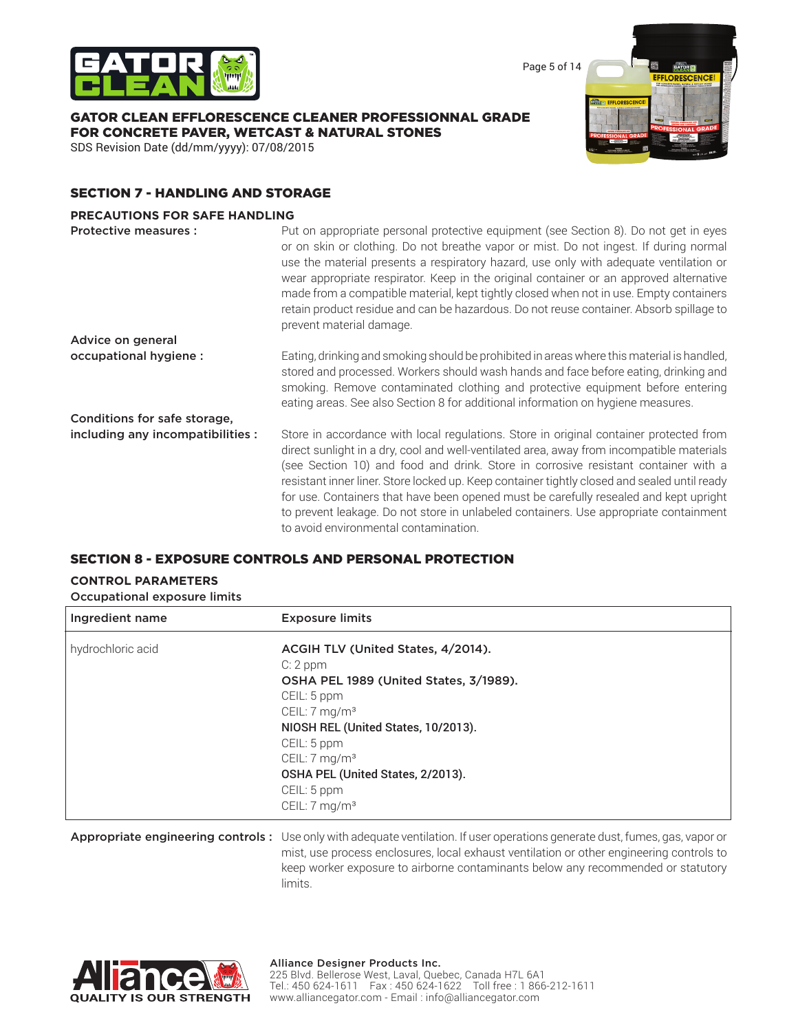## SECTION 7 - HANDLING AND STORAGE

### PRECAUTIONS FOR SAFE HANDLING

**Protective measures :** Put on appropriate personal protective equipment (see Section 8). Do not get in eyes or on skin or clothing. Do not breathe vapor or mist. Do not ingest. If during normal use the material presents a respiratory hazard, use only with adequate ventilation or wear appropriate respirator. Keep in the original container or an approved alternative made from a compatible material, kept tightly closed when not in use. Empty containers retain product residue and can be hazardous. Do not reuse container. Absorb spillage to prevent material damage.

**Advice on general occupational hygiene :** Eating, drinking and smoking should be prohibited in areas where this material is handled, stored and processed. Workers should wash hands and face before eating, drinking and smoking. Remove contaminated clothing and protective equipment before entering eating areas. See also Section 8 for additional information on hygiene measures.

**Conditions for safe storage, including any incompatibilities :** Store in accordance with local regulations. Store in original container protected from direct sunlight in a dry, cool and well-ventilated area, away from incompatible materials (see Section 10) and food and drink. Store in corrosive resistant container with a resistant inner liner. Store locked up. Keep container tightly closed and sealed until ready for use. Containers that have been opened must be carefully resealed and kept upright to prevent leakage. Do not store in unlabeled containers. Use appropriate containment to avoid environmental contamination.

## SECTION 8 - EXPOSURE CONTROLS AND PERSONAL PROTECTION

### CONTROL PARAMETERS

**Occupational exposure limits**

| Ingredient name | Exposure limits |
|---|---|
| hydrochloric acid | **ACGIH TLV (United States, 4/2014).**<br>C: 2 ppm<br>**OSHA PEL 1989 (United States, 3/1989).**<br>CEIL: 5 ppm<br>CEIL: 7 mg/m³<br>**NIOSH REL (United States, 10/2013).**<br>CEIL: 5 ppm<br>CEIL: 7 mg/m³<br>**OSHA PEL (United States, 2/2013).**<br>CEIL: 5 ppm<br>CEIL: 7 mg/m³ |

**Appropriate engineering controls :** Use only with adequate ventilation. If user operations generate dust, fumes, gas, vapor or mist, use process enclosures, local exhaust ventilation or other engineering controls to keep worker exposure to airborne contaminants below any recommended or statutory limits.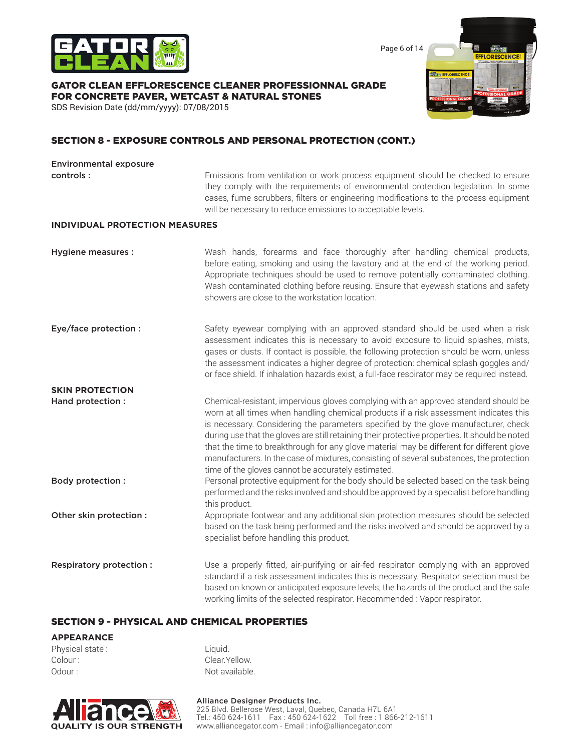## SECTION 8 - EXPOSURE CONTROLS AND PERSONAL PROTECTION (CONT.)

**Environmental exposure controls :** Emissions from ventilation or work process equipment should be checked to ensure they comply with the requirements of environmental protection legislation. In some cases, fume scrubbers, filters or engineering modifications to the process equipment will be necessary to reduce emissions to acceptable levels.

### INDIVIDUAL PROTECTION MEASURES

**Hygiene measures :** Wash hands, forearms and face thoroughly after handling chemical products, before eating, smoking and using the lavatory and at the end of the working period. Appropriate techniques should be used to remove potentially contaminated clothing. Wash contaminated clothing before reusing. Ensure that eyewash stations and safety showers are close to the workstation location.

**Eye/face protection :** Safety eyewear complying with an approved standard should be used when a risk assessment indicates this is necessary to avoid exposure to liquid splashes, mists, gases or dusts. If contact is possible, the following protection should be worn, unless the assessment indicates a higher degree of protection: chemical splash goggles and/or face shield. If inhalation hazards exist, a full-face respirator may be required instead.

### SKIN PROTECTION

**Hand protection :** Chemical-resistant, impervious gloves complying with an approved standard should be worn at all times when handling chemical products if a risk assessment indicates this is necessary. Considering the parameters specified by the glove manufacturer, check during use that the gloves are still retaining their protective properties. It should be noted that the time to breakthrough for any glove material may be different for different glove manufacturers. In the case of mixtures, consisting of several substances, the protection time of the gloves cannot be accurately estimated.

**Body protection :** Personal protective equipment for the body should be selected based on the task being performed and the risks involved and should be approved by a specialist before handling this product.

**Other skin protection :** Appropriate footwear and any additional skin protection measures should be selected based on the task being performed and the risks involved and should be approved by a specialist before handling this product.

**Respiratory protection :** Use a properly fitted, air-purifying or air-fed respirator complying with an approved standard if a risk assessment indicates this is necessary. Respirator selection must be based on known or anticipated exposure levels, the hazards of the product and the safe working limits of the selected respirator. Recommended : Vapor respirator.

## SECTION 9 - PHYSICAL AND CHEMICAL PROPERTIES

### APPEARANCE

Physical state : Liquid.
Colour : Clear.Yellow.
Odour : Not available.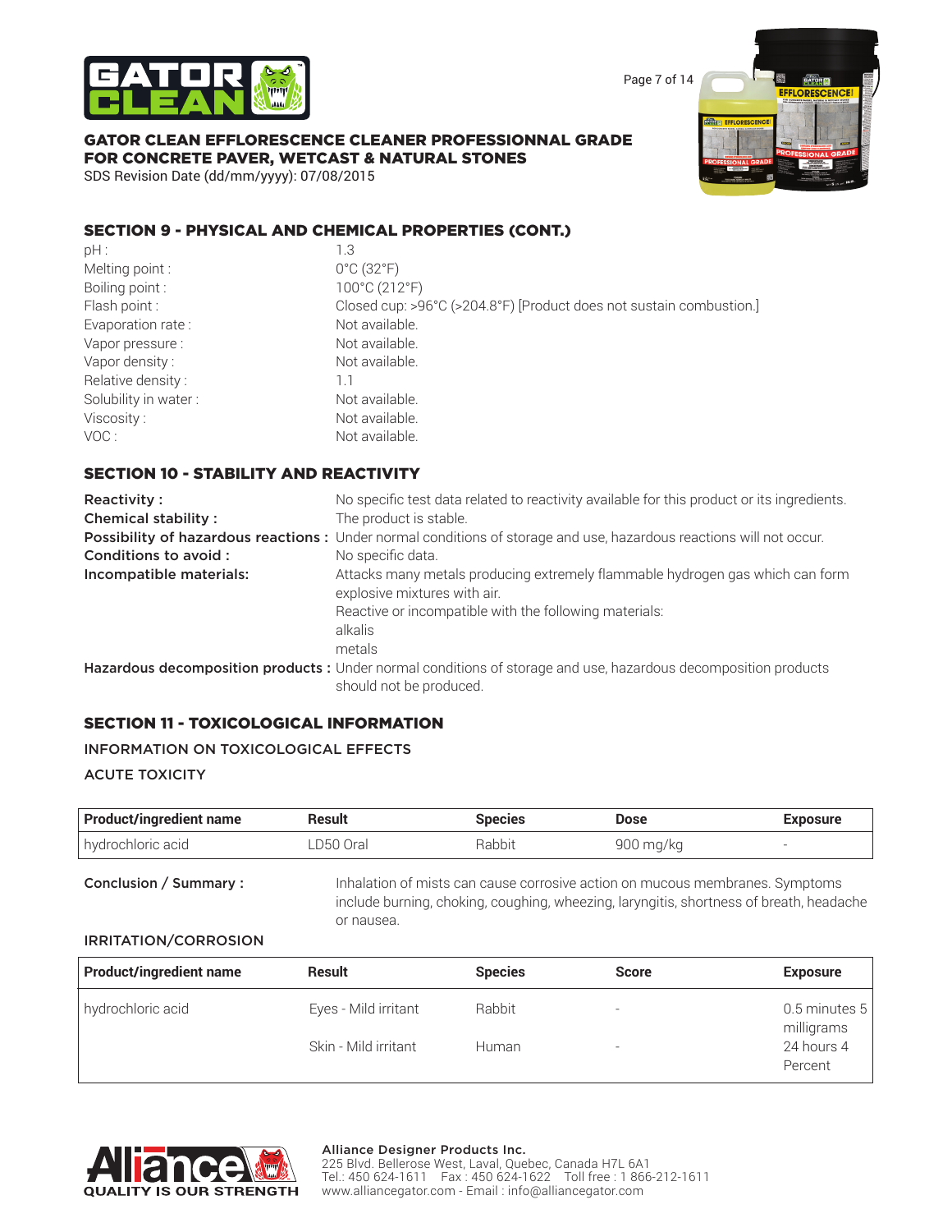## SECTION 9 - PHYSICAL AND CHEMICAL PROPERTIES (CONT.)

| | |
|---|---|
| pH : | 1.3 |
| Melting point : | 0°C (32°F) |
| Boiling point : | 100°C (212°F) |
| Flash point : | Closed cup: >96°C (>204.8°F) [Product does not sustain combustion.] |
| Evaporation rate : | Not available. |
| Vapor pressure : | Not available. |
| Vapor density : | Not available. |
| Relative density : | 1.1 |
| Solubility in water : | Not available. |
| Viscosity : | Not available. |
| VOC : | Not available. |

## SECTION 10 - STABILITY AND REACTIVITY

**Reactivity :** No specific test data related to reactivity available for this product or its ingredients.

**Chemical stability :** The product is stable.

**Possibility of hazardous reactions :** Under normal conditions of storage and use, hazardous reactions will not occur.

**Conditions to avoid :** No specific data.

**Incompatible materials:** Attacks many metals producing extremely flammable hydrogen gas which can form explosive mixtures with air.
Reactive or incompatible with the following materials:
alkalis
metals

**Hazardous decomposition products :** Under normal conditions of storage and use, hazardous decomposition products should not be produced.

## SECTION 11 - TOXICOLOGICAL INFORMATION

INFORMATION ON TOXICOLOGICAL EFFECTS

ACUTE TOXICITY

| Product/ingredient name | Result | Species | Dose | Exposure |
|---|---|---|---|---|
| hydrochloric acid | LD50 Oral | Rabbit | 900 mg/kg | - |

**Conclusion / Summary :** Inhalation of mists can cause corrosive action on mucous membranes. Symptoms include burning, choking, coughing, wheezing, laryngitis, shortness of breath, headache or nausea.

IRRITATION/CORROSION

| Product/ingredient name | Result | Species | Score | Exposure |
|---|---|---|---|---|
| hydrochloric acid | Eyes - Mild irritant | Rabbit | - | 0.5 minutes 5 milligrams |
| | Skin - Mild irritant | Human | - | 24 hours 4 Percent |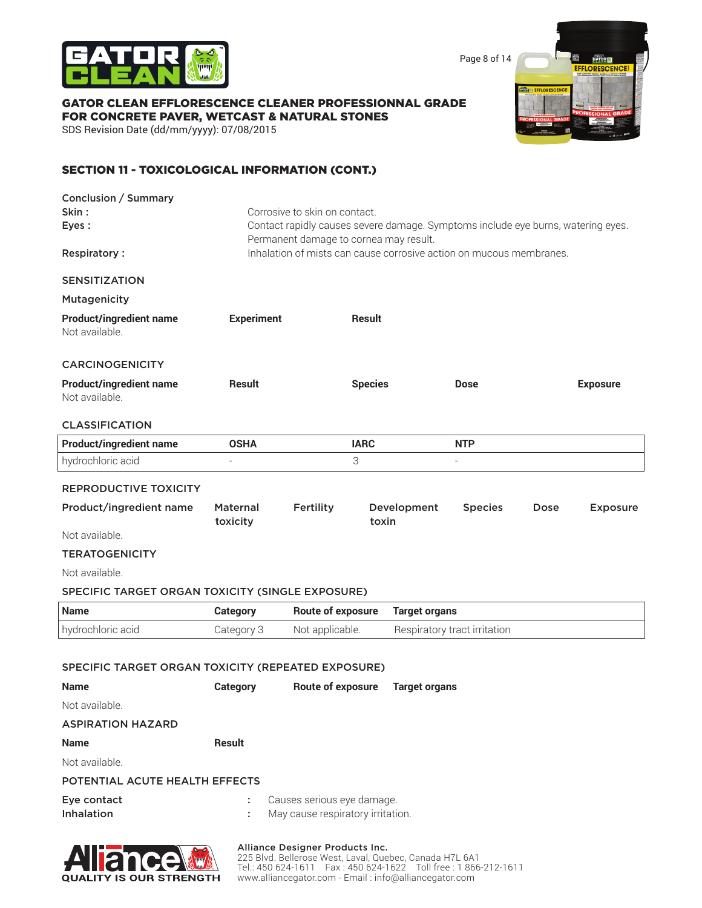## SECTION 11 - TOXICOLOGICAL INFORMATION (CONT.)

Conclusion / Summary

**Skin :** Corrosive to skin on contact.

**Eyes :** Contact rapidly causes severe damage. Symptoms include eye burns, watering eyes. Permanent damage to cornea may result.

**Respiratory :** Inhalation of mists can cause corrosive action on mucous membranes.

### SENSITIZATION

Mutagenicity

| Product/ingredient name | Experiment | Result |
|---|---|---|
| Not available. | | |

### CARCINOGENICITY

| Product/ingredient name | Result | Species | Dose | Exposure |
|---|---|---|---|---|
| Not available. | | | | |

### CLASSIFICATION

| Product/ingredient name | OSHA | IARC | NTP |
|---|---|---|---|
| hydrochloric acid | - | 3 | - |

### REPRODUCTIVE TOXICITY

| Product/ingredient name | Maternal toxicity | Fertility | Development toxin | Species | Dose | Exposure |
|---|---|---|---|---|---|---|
| Not available. | | | | | | |

### TERATOGENICITY

Not available.

### SPECIFIC TARGET ORGAN TOXICITY (SINGLE EXPOSURE)

| Name | Category | Route of exposure | Target organs |
|---|---|---|---|
| hydrochloric acid | Category 3 | Not applicable. | Respiratory tract irritation |

### SPECIFIC TARGET ORGAN TOXICITY (REPEATED EXPOSURE)

| Name | Category | Route of exposure | Target organs |
|---|---|---|---|
| Not available. | | | |

### ASPIRATION HAZARD

| Name | Result |
|---|---|
| Not available. | |

### POTENTIAL ACUTE HEALTH EFFECTS

**Eye contact** : Causes serious eye damage.

**Inhalation** : May cause respiratory irritation.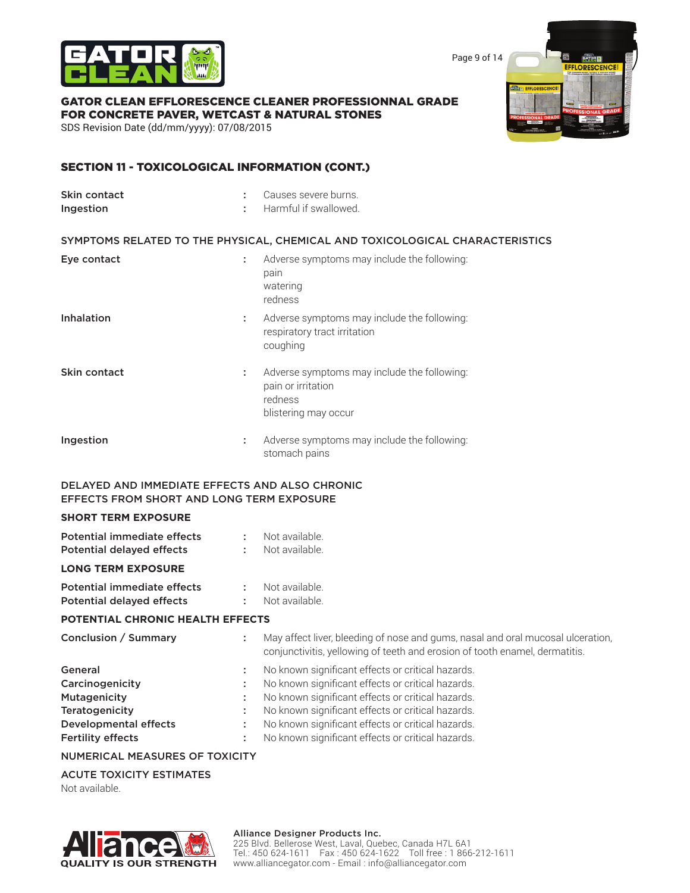## SECTION 11 - TOXICOLOGICAL INFORMATION (CONT.)

**Skin contact** : Causes severe burns.
**Ingestion** : Harmful if swallowed.

### SYMPTOMS RELATED TO THE PHYSICAL, CHEMICAL AND TOXICOLOGICAL CHARACTERISTICS

**Eye contact** : Adverse symptoms may include the following:
pain
watering
redness

**Inhalation** : Adverse symptoms may include the following:
respiratory tract irritation
coughing

**Skin contact** : Adverse symptoms may include the following:
pain or irritation
redness
blistering may occur

**Ingestion** : Adverse symptoms may include the following:
stomach pains

### DELAYED AND IMMEDIATE EFFECTS AND ALSO CHRONIC EFFECTS FROM SHORT AND LONG TERM EXPOSURE

#### SHORT TERM EXPOSURE

**Potential immediate effects** : Not available.
**Potential delayed effects** : Not available.

#### LONG TERM EXPOSURE

**Potential immediate effects** : Not available.
**Potential delayed effects** : Not available.

#### POTENTIAL CHRONIC HEALTH EFFECTS

**Conclusion / Summary** : May affect liver, bleeding of nose and gums, nasal and oral mucosal ulceration, conjunctivitis, yellowing of teeth and erosion of tooth enamel, dermatitis.

**General** : No known significant effects or critical hazards.
**Carcinogenicity** : No known significant effects or critical hazards.
**Mutagenicity** : No known significant effects or critical hazards.
**Teratogenicity** : No known significant effects or critical hazards.
**Developmental effects** : No known significant effects or critical hazards.
**Fertility effects** : No known significant effects or critical hazards.

### NUMERICAL MEASURES OF TOXICITY

### ACUTE TOXICITY ESTIMATES

Not available.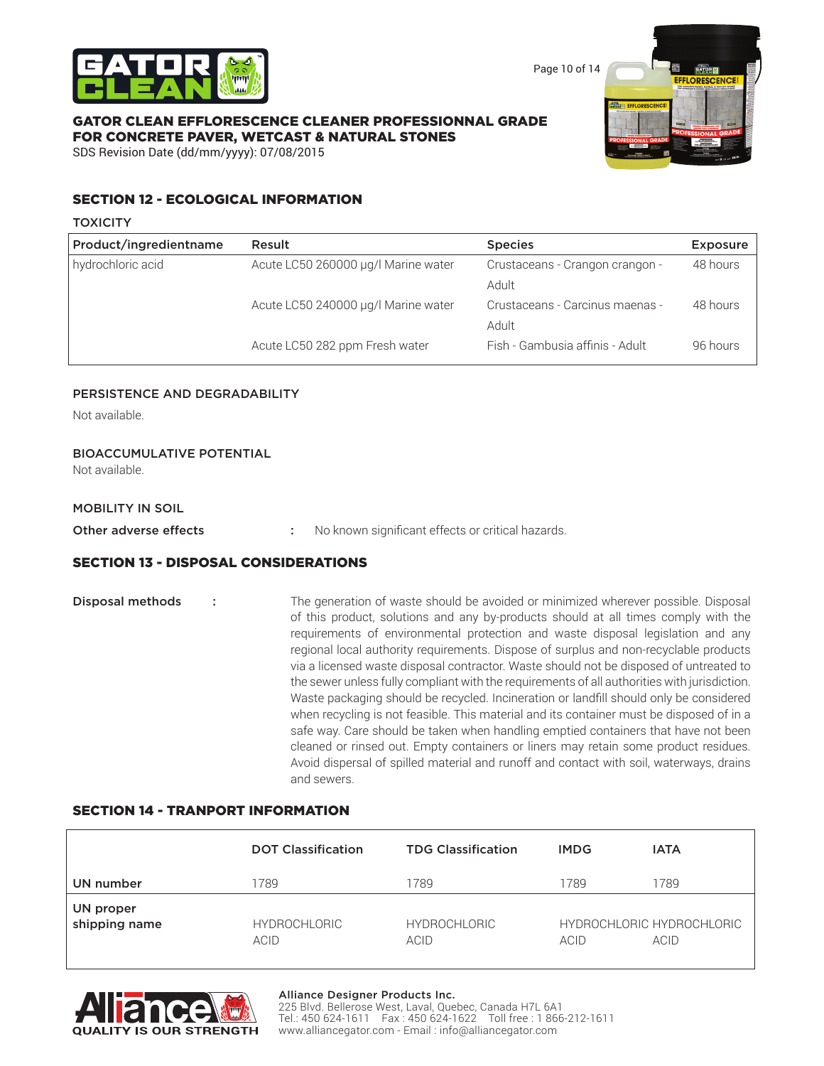## SECTION 12 - ECOLOGICAL INFORMATION

### TOXICITY

| Product/ingredientname | Result | Species | Exposure |
|---|---|---|---|
| hydrochloric acid | Acute LC50 260000 µg/l Marine water | Crustaceans - Crangon crangon - Adult | 48 hours |
| | Acute LC50 240000 µg/l Marine water | Crustaceans - Carcinus maenas - Adult | 48 hours |
| | Acute LC50 282 ppm Fresh water | Fish - Gambusia affinis - Adult | 96 hours |

### PERSISTENCE AND DEGRADABILITY

Not available.

### BIOACCUMULATIVE POTENTIAL

Not available.

### MOBILITY IN SOIL

**Other adverse effects** : No known significant effects or critical hazards.

## SECTION 13 - DISPOSAL CONSIDERATIONS

**Disposal methods** : The generation of waste should be avoided or minimized wherever possible. Disposal of this product, solutions and any by-products should at all times comply with the requirements of environmental protection and waste disposal legislation and any regional local authority requirements. Dispose of surplus and non-recyclable products via a licensed waste disposal contractor. Waste should not be disposed of untreated to the sewer unless fully compliant with the requirements of all authorities with jurisdiction. Waste packaging should be recycled. Incineration or landfill should only be considered when recycling is not feasible. This material and its container must be disposed of in a safe way. Care should be taken when handling emptied containers that have not been cleaned or rinsed out. Empty containers or liners may retain some product residues. Avoid dispersal of spilled material and runoff and contact with soil, waterways, drains and sewers.

## SECTION 14 - TRANPORT INFORMATION

| | DOT Classification | TDG Classification | IMDG | IATA |
|---|---|---|---|---|
| UN number | 1789 | 1789 | 1789 | 1789 |
| UN proper shipping name | HYDROCHLORIC ACID | HYDROCHLORIC ACID | HYDROCHLORIC ACID | HYDROCHLORIC ACID |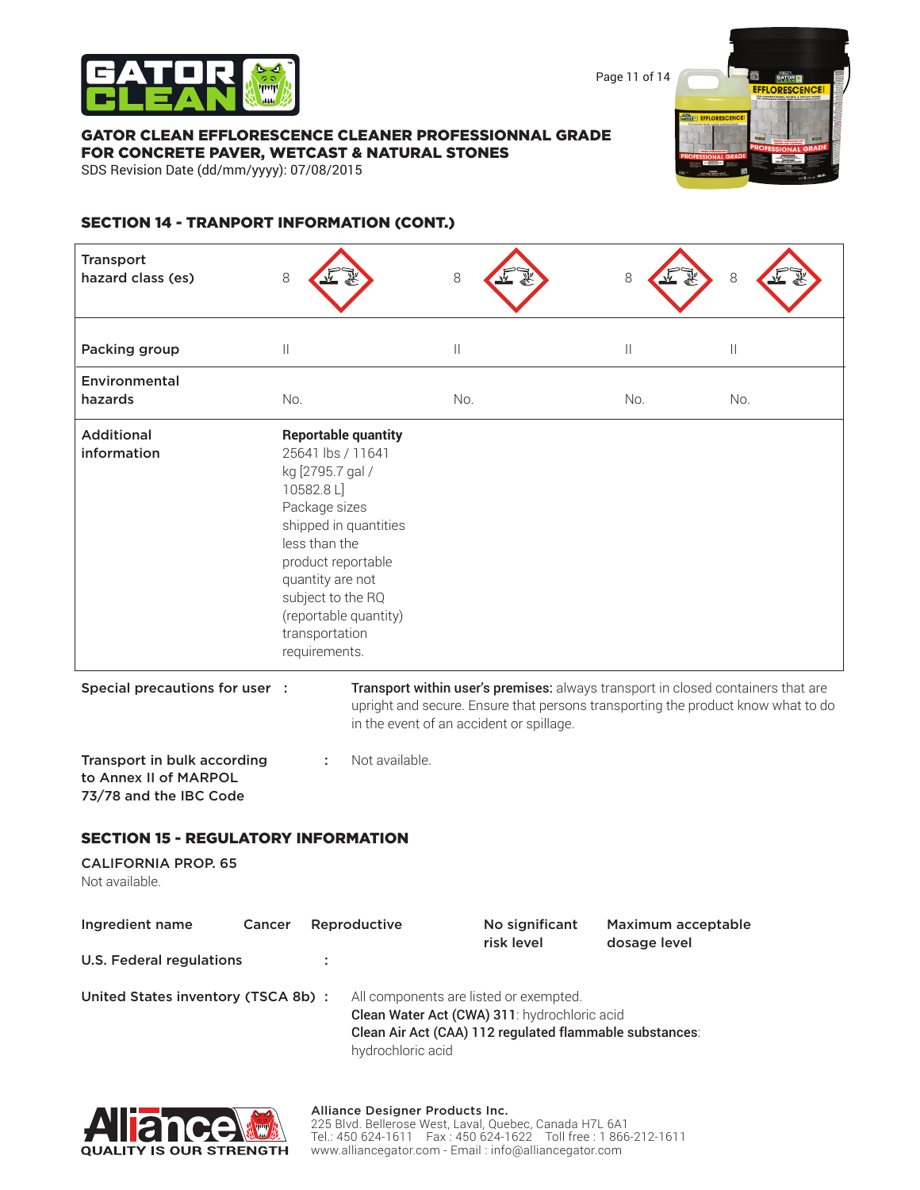## SECTION 14 - TRANPORT INFORMATION (CONT.)

| | | | | |
|---|---|---|---|---|
| Transport hazard class (es) | 8 | 8 | 8 | 8 |
| Packing group | II | II | II | II |
| Environmental hazards | No. | No. | No. | No. |
| Additional information | **Reportable quantity** 25641 lbs / 11641 kg [2795.7 gal / 10582.8 L] Package sizes shipped in quantities less than the product reportable quantity are not subject to the RQ (reportable quantity) transportation requirements. | | | |

**Special precautions for user :** **Transport within user's premises:** always transport in closed containers that are upright and secure. Ensure that persons transporting the product know what to do in the event of an accident or spillage.

**Transport in bulk according to Annex II of MARPOL 73/78 and the IBC Code :** Not available.

## SECTION 15 - REGULATORY INFORMATION

**CALIFORNIA PROP. 65**

Not available.

| Ingredient name | Cancer | Reproductive | No significant risk level | Maximum acceptable dosage level |
|---|---|---|---|---|

**U.S. Federal regulations :**

**United States inventory (TSCA 8b) :** All components are listed or exempted.
**Clean Water Act (CWA) 311**: hydrochloric acid
**Clean Air Act (CAA) 112 regulated flammable substances**: hydrochloric acid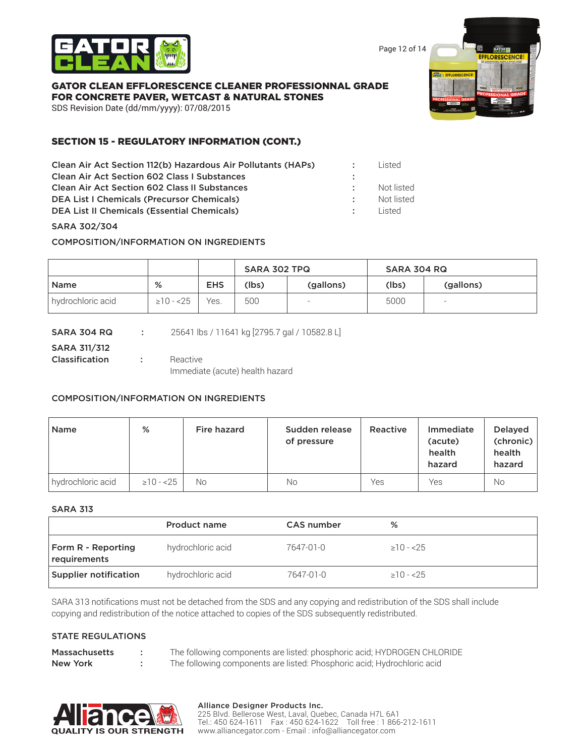## SECTION 15 - REGULATORY INFORMATION (CONT.)

| | | |
|---|---|---|
| **Clean Air Act Section 112(b) Hazardous Air Pollutants (HAPs)** | : | Listed |
| **Clean Air Act Section 602 Class I Substances** | : | |
| **Clean Air Act Section 602 Class II Substances** | : | Not listed |
| **DEA List I Chemicals (Precursor Chemicals)** | : | Not listed |
| **DEA List II Chemicals (Essential Chemicals)** | : | Listed |

SARA 302/304

COMPOSITION/INFORMATION ON INGREDIENTS

| | | | SARA 302 TPQ | | SARA 304 RQ | |
|---|---|---|---|---|---|---|
| **Name** | **%** | **EHS** | **(lbs)** | **(gallons)** | **(lbs)** | **(gallons)** |
| hydrochloric acid | ≥10 - <25 | Yes. | 500 | - | 5000 | - |

**SARA 304 RQ** : 25641 lbs / 11641 kg [2795.7 gal / 10582.8 L]

**SARA 311/312 Classification** : Reactive
Immediate (acute) health hazard

COMPOSITION/INFORMATION ON INGREDIENTS

| Name | % | Fire hazard | Sudden release of pressure | Reactive | Immediate (acute) health hazard | Delayed (chronic) health hazard |
|---|---|---|---|---|---|---|
| hydrochloric acid | ≥10 - <25 | No | No | Yes | Yes | No |

SARA 313

| | Product name | CAS number | % |
|---|---|---|---|
| **Form R - Reporting requirements** | hydrochloric acid | 7647-01-0 | ≥10 - <25 |
| **Supplier notification** | hydrochloric acid | 7647-01-0 | ≥10 - <25 |

SARA 313 notifications must not be detached from the SDS and any copying and redistribution of the SDS shall include copying and redistribution of the notice attached to copies of the SDS subsequently redistributed.

STATE REGULATIONS

**Massachusetts** : The following components are listed: phosphoric acid; HYDROGEN CHLORIDE
**New York** : The following components are listed: Phosphoric acid; Hydrochloric acid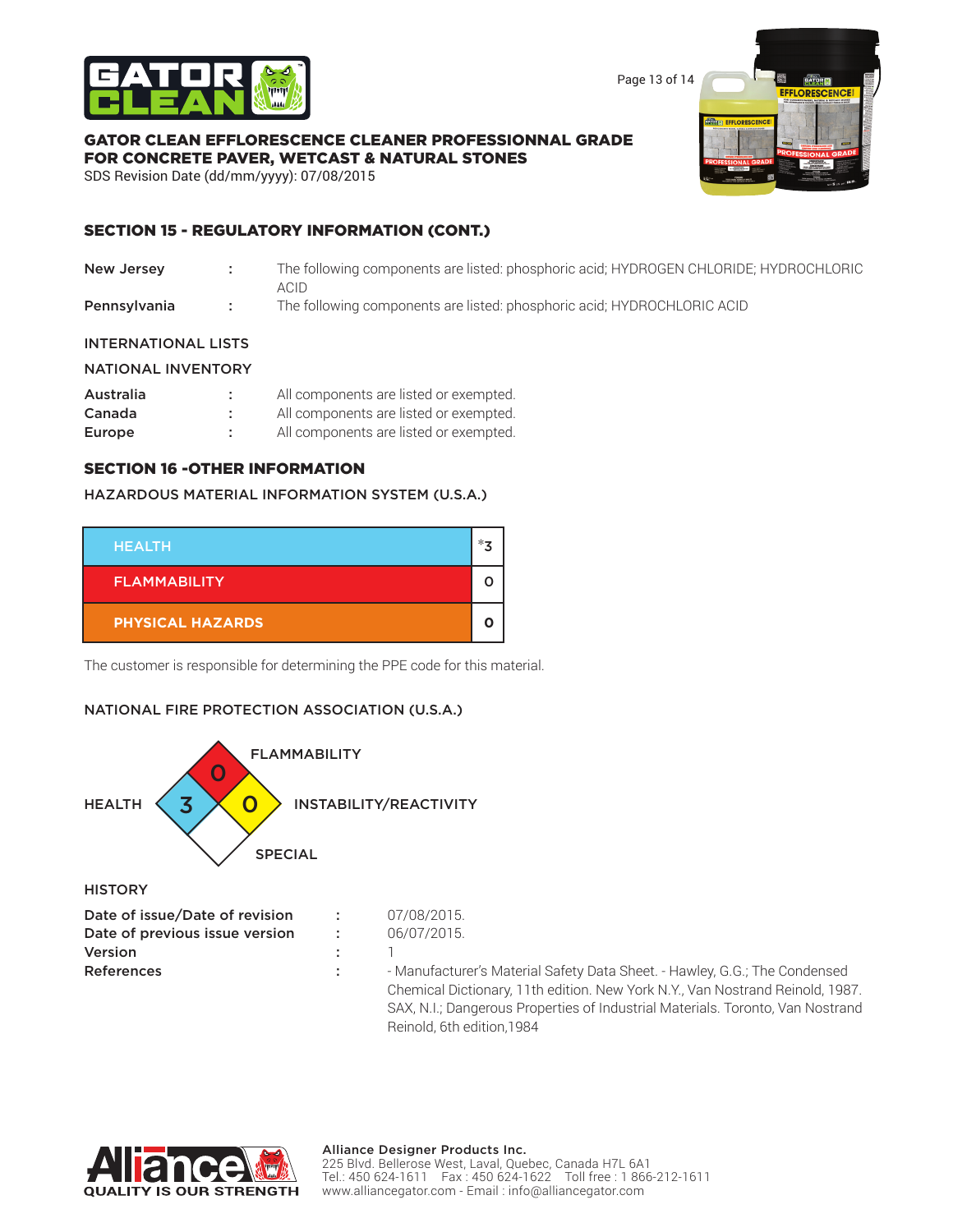## SECTION 15 - REGULATORY INFORMATION (CONT.)

| | | |
|---|---|---|
| New Jersey | : | The following components are listed: phosphoric acid; HYDROGEN CHLORIDE; HYDROCHLORIC ACID |
| Pennsylvania | : | The following components are listed: phosphoric acid; HYDROCHLORIC ACID |

INTERNATIONAL LISTS

NATIONAL INVENTORY

| | | |
|---|---|---|
| Australia | : | All components are listed or exempted. |
| Canada | : | All components are listed or exempted. |
| Europe | : | All components are listed or exempted. |

## SECTION 16 -OTHER INFORMATION

HAZARDOUS MATERIAL INFORMATION SYSTEM (U.S.A.)

| | |
|---|---|
| HEALTH | *3 |
| FLAMMABILITY | 0 |
| PHYSICAL HAZARDS | 0 |

The customer is responsible for determining the PPE code for this material.

NATIONAL FIRE PROTECTION ASSOCIATION (U.S.A.)

| | |
|---|---|
| HEALTH | 3 |
| FLAMMABILITY | 0 |
| INSTABILITY/REACTIVITY | 0 |
| SPECIAL | |

HISTORY

| | | |
|---|---|---|
| **Date of issue/Date of revision** | : | 07/08/2015. |
| **Date of previous issue version** | : | 06/07/2015. |
| **Version** | : | 1 |
| **References** | : | - Manufacturer's Material Safety Data Sheet. - Hawley, G.G.; The Condensed Chemical Dictionary, 11th edition. New York N.Y., Van Nostrand Reinold, 1987. SAX, N.I.; Dangerous Properties of Industrial Materials. Toronto, Van Nostrand Reinold, 6th edition,1984 |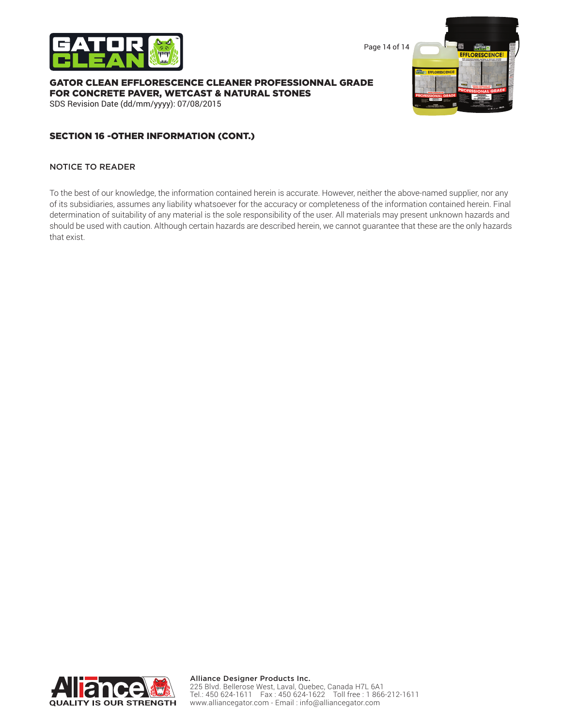## SECTION 16 -OTHER INFORMATION (CONT.)

### NOTICE TO READER

To the best of our knowledge, the information contained herein is accurate. However, neither the above-named supplier, nor any of its subsidiaries, assumes any liability whatsoever for the accuracy or completeness of the information contained herein. Final determination of suitability of any material is the sole responsibility of the user. All materials may present unknown hazards and should be used with caution. Although certain hazards are described herein, we cannot guarantee that these are the only hazards that exist.